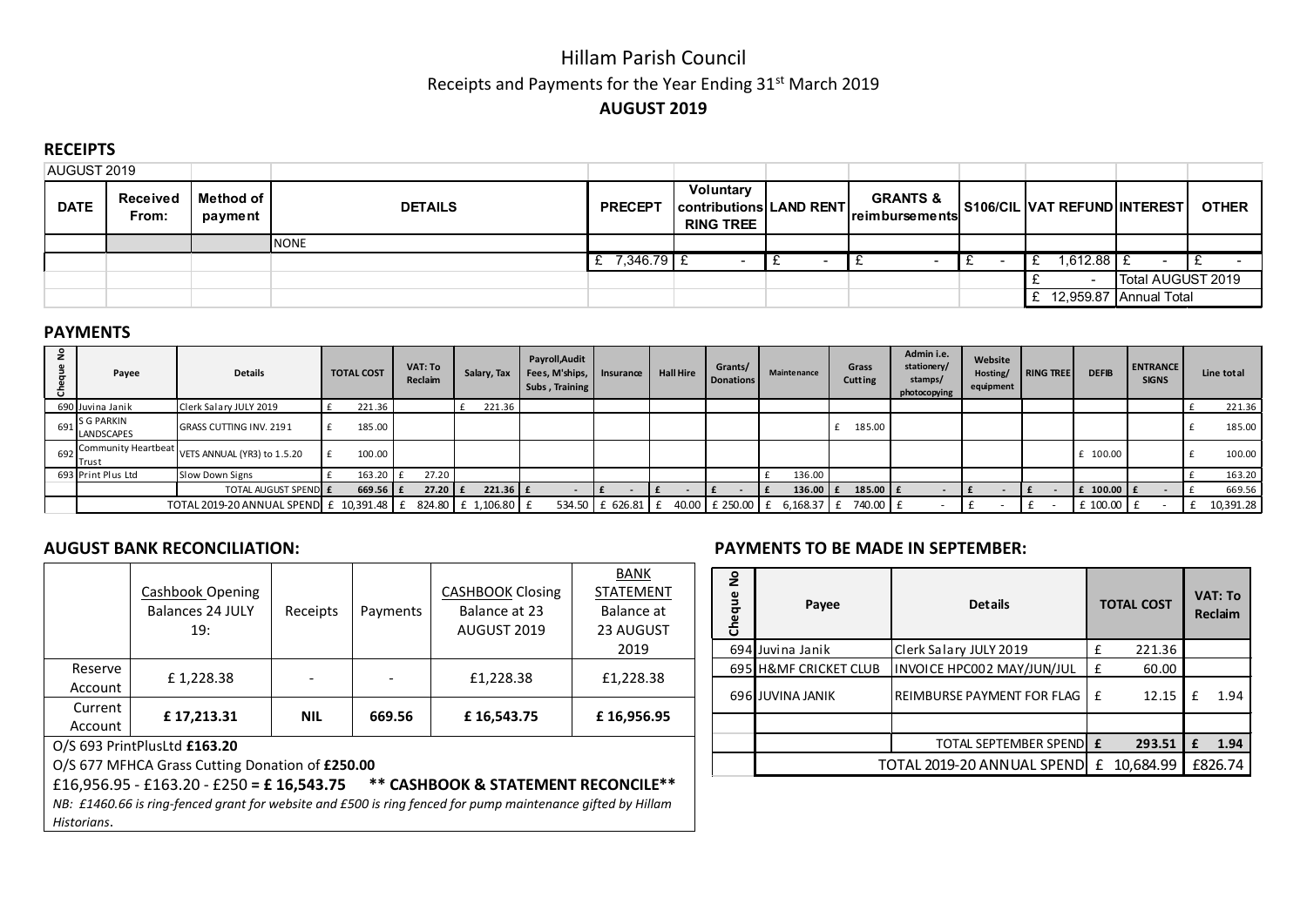# Hillam Parish Council

Receipts and Payments for the Year Ending 31st March 2019

**AUGUST 2019**

## RECEIPTS

| AUGUST 2019 | | | | | | | | | | | |
|---|---|---|---|---|---|---|---|---|---|---|---|
| **DATE** | **Received From:** | **Method of payment** | **DETAILS** | **PRECEPT** | **Voluntary contributions RING TREE** | **LAND RENT** | **GRANTS & reimbursements** | **S106/CIL** | **VAT REFUND** | **INTEREST** | **OTHER** |
| | | | NONE | | | | | | | | |
| | | | | £ 7,346.79 | £ - | £ - | £ - | £ - | £ 1,612.88 | £ - | £ - |
| | | | | | | | | | £ - | Total AUGUST 2019 | |
| | | | | | | | | | £ 12,959.87 | Annual Total | |

## PAYMENTS

| Cheque No | Payee | Details | TOTAL COST | VAT: To Reclaim | Salary, Tax | Payroll,Audit Fees, M'ships, Subs , Training | Insurance | Hall Hire | Grants/ Donations | Maintenance | Grass Cutting | Admin i.e. stationery/ stamps/ photocopying | Website Hosting/ equipment | RING TREE | DEFIB | ENTRANCE SIGNS | Line total |
|---|---|---|---|---|---|---|---|---|---|---|---|---|---|---|---|---|---|
| 690 | Juvina Janik | Clerk Salary JULY 2019 | £ 221.36 | | £ 221.36 | | | | | | | | | | | | £ 221.36 |
| 691 | S G PARKIN LANDSCAPES | GRASS CUTTING INV. 2191 | £ 185.00 | | | | | | | | £ 185.00 | | | | | | £ 185.00 |
| 692 | Community Heartbeat Trust | VETS ANNUAL (YR3) to 1.5.20 | £ 100.00 | | | | | | | | | | | | £ 100.00 | | £ 100.00 |
| 693 | Print Plus Ltd | Slow Down Signs | £ 163.20 | £ 27.20 | | | | | | £ 136.00 | | | | | | | £ 163.20 |
| | | TOTAL AUGUST SPEND | **£ 669.56** | **£ 27.20** | **£ 221.36** | **£ -** | **£ -** | **£ -** | **£ -** | **£ 136.00** | **£ 185.00** | **£ -** | **£ -** | **£ -** | **£ 100.00** | **£ -** | £ 669.56 |
| | | TOTAL 2019-20 ANNUAL SPEND | £ 10,391.48 | £ 824.80 | £ 1,106.80 | £ 534.50 | £ 626.81 | £ 40.00 | £ 250.00 | £ 6,168.37 | £ 740.00 | £ - | £ - | £ - | £ 100.00 | £ - | £ 10,391.28 |

## AUGUST BANK RECONCILIATION:

| | Cashbook Opening Balances 24 JULY 19: | Receipts | Payments | CASHBOOK Closing Balance at 23 AUGUST 2019 | BANK STATEMENT Balance at 23 AUGUST 2019 |
|---|---|---|---|---|---|
| Reserve Account | £ 1,228.38 | - | - | £1,228.38 | £1,228.38 |
| Current Account | **£ 17,213.31** | **NIL** | **669.56** | **£ 16,543.75** | **£ 16,956.95** |

O/S 693 PrintPlusLtd **£163.20**

O/S 677 MFHCA Grass Cutting Donation of **£250.00**

£16,956.95 - £163.20 - £250 **= £ 16,543.75 \*\* CASHBOOK & STATEMENT RECONCILE\*\***

*NB: £1460.66 is ring-fenced grant for website and £500 is ring fenced for pump maintenance gifted by Hillam Historians.*

## PAYMENTS TO BE MADE IN SEPTEMBER:

| Cheque No | Payee | Details | TOTAL COST | VAT: To Reclaim |
|---|---|---|---|---|
| 694 | Juvina Janik | Clerk Salary JULY 2019 | £ 221.36 | |
| 695 | H&MF CRICKET CLUB | INVOICE HPC002 MAY/JUN/JUL | £ 60.00 | |
| 696 | JUVINA JANIK | REIMBURSE PAYMENT FOR FLAG | £ 12.15 | £ 1.94 |
| | | | | |
| | | TOTAL SEPTEMBER SPEND | **£ 293.51** | **£ 1.94** |
| | | TOTAL 2019-20 ANNUAL SPEND | £ 10,684.99 | £826.74 |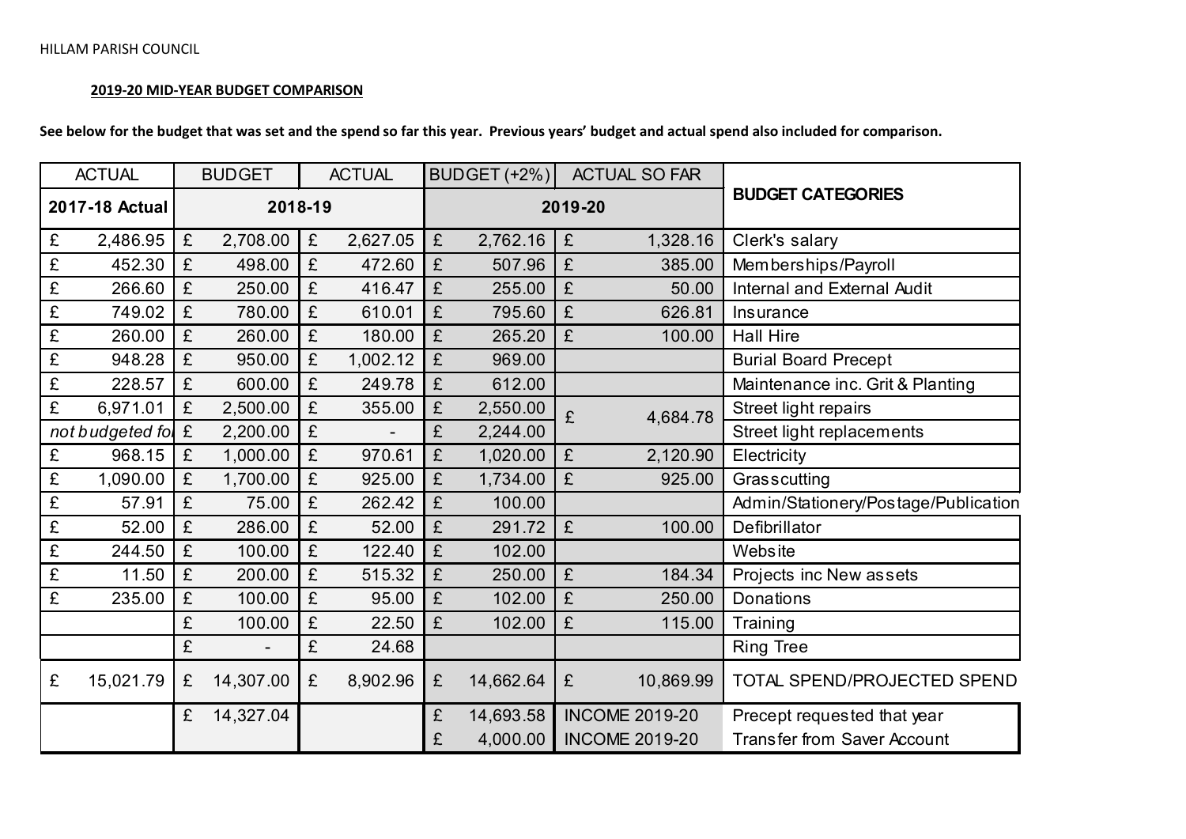HILLAM PARISH COUNCIL

**2019-20 MID-YEAR BUDGET COMPARISON**

**See below for the budget that was set and the spend so far this year. Previous years' budget and actual spend also included for comparison.**

| ACTUAL | BUDGET | ACTUAL | BUDGET (+2%) | ACTUAL SO FAR | BUDGET CATEGORIES |
|---|---|---|---|---|---|
| **2017-18 Actual** | **2018-19** | | **2019-20** | | |
| £ 2,486.95 | £ 2,708.00 | £ 2,627.05 | £ 2,762.16 | £ 1,328.16 | Clerk's salary |
| £ 452.30 | £ 498.00 | £ 472.60 | £ 507.96 | £ 385.00 | Memberships/Payroll |
| £ 266.60 | £ 250.00 | £ 416.47 | £ 255.00 | £ 50.00 | Internal and External Audit |
| £ 749.02 | £ 780.00 | £ 610.01 | £ 795.60 | £ 626.81 | Insurance |
| £ 260.00 | £ 260.00 | £ 180.00 | £ 265.20 | £ 100.00 | Hall Hire |
| £ 948.28 | £ 950.00 | £ 1,002.12 | £ 969.00 | | Burial Board Precept |
| £ 228.57 | £ 600.00 | £ 249.78 | £ 612.00 | | Maintenance inc. Grit & Planting |
| £ 6,971.01 | £ 2,500.00 | £ 355.00 | £ 2,550.00 | £ 4,684.78 | Street light repairs |
| *not budgeted fo* | £ 2,200.00 | £ - | £ 2,244.00 | | Street light replacements |
| £ 968.15 | £ 1,000.00 | £ 970.61 | £ 1,020.00 | £ 2,120.90 | Electricity |
| £ 1,090.00 | £ 1,700.00 | £ 925.00 | £ 1,734.00 | £ 925.00 | Grasscutting |
| £ 57.91 | £ 75.00 | £ 262.42 | £ 100.00 | | Admin/Stationery/Postage/Publication |
| £ 52.00 | £ 286.00 | £ 52.00 | £ 291.72 | £ 100.00 | Defibrillator |
| £ 244.50 | £ 100.00 | £ 122.40 | £ 102.00 | | Website |
| £ 11.50 | £ 200.00 | £ 515.32 | £ 250.00 | £ 184.34 | Projects inc New assets |
| £ 235.00 | £ 100.00 | £ 95.00 | £ 102.00 | £ 250.00 | Donations |
| | £ 100.00 | £ 22.50 | £ 102.00 | £ 115.00 | Training |
| | £ - | £ 24.68 | | | Ring Tree |
| £ 15,021.79 | £ 14,307.00 | £ 8,902.96 | £ 14,662.64 | £ 10,869.99 | TOTAL SPEND/PROJECTED SPEND |
| | £ 14,327.04 | | £ 14,693.58 | INCOME 2019-20 | Precept requested that year |
| | | | £ 4,000.00 | INCOME 2019-20 | Transfer from Saver Account |